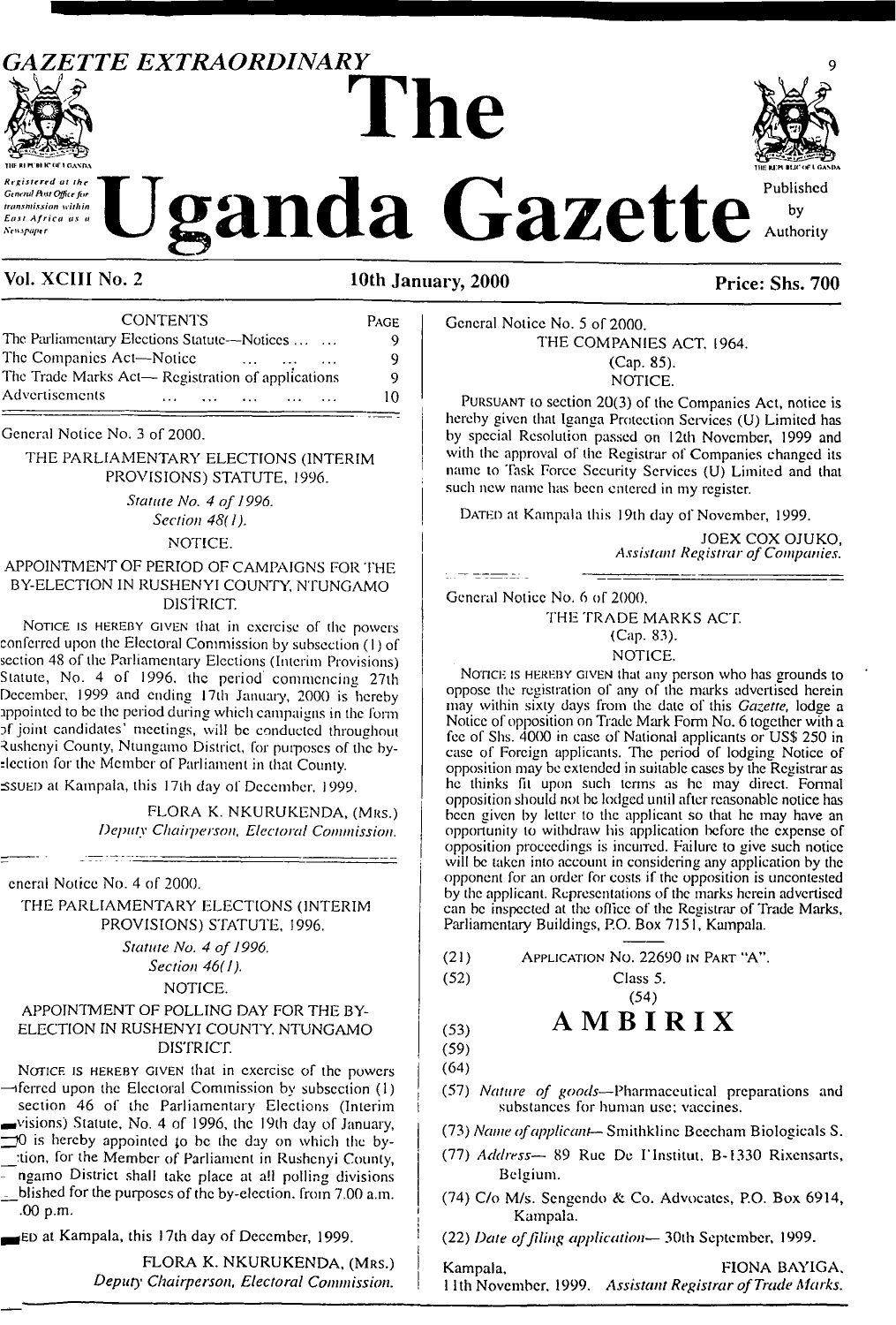GAZETTE EXTRAORDINARY

# The Uganda Gazette

Registered at the General Post Office for transmission within East Africa as a Newspaper

Published by Authority

Vol. XCIII No. 2 | 10th January, 2000 | Price: Shs. 700

| CONTENTS | PAGE |
|---|---|
| The Parliamentary Elections Statute—Notices ... ... | 9 |
| The Companies Act—Notice ... ... ... | 9 |
| The Trade Marks Act— Registration of applications | 9 |
| Advertisements ... ... ... ... ... | 10 |

General Notice No. 3 of 2000.

THE PARLIAMENTARY ELECTIONS (INTERIM PROVISIONS) STATUTE, 1996.

*Statute No. 4 of 1996.*

*Section 48(1).*

NOTICE.

APPOINTMENT OF PERIOD OF CAMPAIGNS FOR THE BY-ELECTION IN RUSHENYI COUNTY, NTUNGAMO DISTRICT.

Notice is hereby given that in exercise of the powers conferred upon the Electoral Commission by subsection (1) of section 48 of the Parliamentary Elections (Interim Provisions) Statute, No. 4 of 1996, the period commencing 27th December, 1999 and ending 17th January, 2000 is hereby appointed to be the period during which campaigns in the form of joint candidates' meetings, will be conducted throughout Rushenyi County, Ntungamo District, for purposes of the by-election for the Member of Parliament in that County.

Issued at Kampala, this 17th day of December, 1999.

FLORA K. NKURUKENDA, (Mrs.)
*Deputy Chairperson, Electoral Commission.*

General Notice No. 4 of 2000.

THE PARLIAMENTARY ELECTIONS (INTERIM PROVISIONS) STATUTE, 1996.

*Statute No. 4 of 1996.*

*Section 46(1).*

NOTICE.

APPOINTMENT OF POLLING DAY FOR THE BY-ELECTION IN RUSHENYI COUNTY, NTUNGAMO DISTRICT.

Notice is hereby given that in exercise of the powers conferred upon the Electoral Commission by subsection (1) section 46 of the Parliamentary Elections (Interim Provisions) Statute, No. 4 of 1996, the 19th day of January, 2000 is hereby appointed to be the day on which the by-election, for the Member of Parliament in Rushenyi County, Ntungamo District shall take place at all polling divisions established for the purposes of the by-election, from 7.00 a.m. .00 p.m.

Issued at Kampala, this 17th day of December, 1999.

FLORA K. NKURUKENDA, (Mrs.)
*Deputy Chairperson, Electoral Commission.*

General Notice No. 5 of 2000.

THE COMPANIES ACT, 1964.

(Cap. 85).

NOTICE.

Pursuant to section 20(3) of the Companies Act, notice is hereby given that Iganga Protection Services (U) Limited has by special Resolution passed on 12th November, 1999 and with the approval of the Registrar of Companies changed its name to Task Force Security Services (U) Limited and that such new name has been entered in my register.

Dated at Kampala this 19th day of November, 1999.

JOEX COX OJUKO,
*Assistant Registrar of Companies.*

General Notice No. 6 of 2000.

THE TRADE MARKS ACT.

(Cap. 83).

NOTICE.

Notice is hereby given that any person who has grounds to oppose the registration of any of the marks advertised herein may within sixty days from the date of this *Gazette,* lodge a Notice of opposition on Trade Mark Form No. 6 together with a fee of Shs. 4000 in case of National applicants or US$ 250 in case of Foreign applicants. The period of lodging Notice of opposition may be extended in suitable cases by the Registrar as he thinks fit upon such terms as he may direct. Formal opposition should not be lodged until after reasonable notice has been given by letter to the applicant so that he may have an opportunity to withdraw his application before the expense of opposition proceedings is incurred. Failure to give such notice will be taken into account in considering any application by the opponent for an order for costs if the opposition is uncontested by the applicant. Representations of the marks herein advertised can be inspected at the office of the Registrar of Trade Marks, Parliamentary Buildings, P.O. Box 7151, Kampala.

(21) Application No. 22690 in Part "A".

(52) Class 5.

(54)

(53) **AMBIRIX**

(59)

(64)

(57) *Nature of goods*—Pharmaceutical preparations and substances for human use; vaccines.

(73) *Name of applicant*— Smithkline Beecham Biologicals S.

(77) *Address*— 89 Rue De l'Institut, B-1330 Rixensarts, Belgium.

(74) C/o M/s. Sengendo & Co. Advocates, P.O. Box 6914, Kampala.

(22) *Date of filing application*— 30th September, 1999.

Kampala,
11th November, 1999.

FIONA BAYIGA,
*Assistant Registrar of Trade Marks.*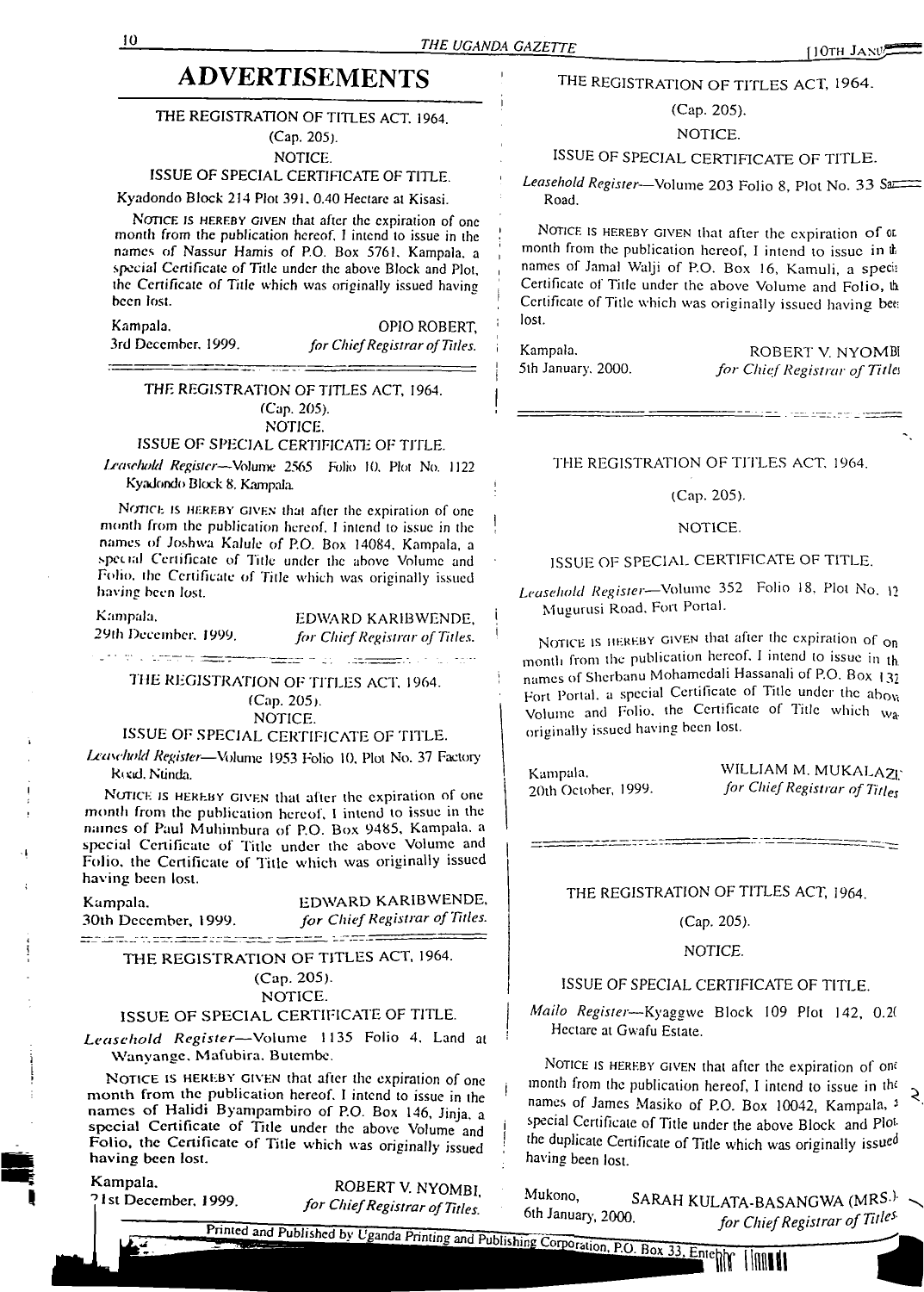# ADVERTISEMENTS

THE REGISTRATION OF TITLES ACT, 1964.

(Cap. 205).

NOTICE.

ISSUE OF SPECIAL CERTIFICATE OF TITLE.

Kyadondo Block 214 Plot 391, 0.40 Hectare at Kisasi.

NOTICE IS HEREBY GIVEN that after the expiration of one month from the publication hereof, I intend to issue in the names of Nassur Hamis of P.O. Box 5761, Kampala, a special Certificate of Title under the above Block and Plot, the Certificate of Title which was originally issued having been lost.

Kampala,
3rd December, 1999.

OPIO ROBERT,
*for Chief Registrar of Titles.*

---

THE REGISTRATION OF TITLES ACT, 1964.

(Cap. 205).

NOTICE.

ISSUE OF SPECIAL CERTIFICATE OF TITLE.

*Leasehold Register*—Volume 2565 Folio 10, Plot No. 1122 Kyadondo Block 8, Kampala.

NOTICE IS HEREBY GIVEN that after the expiration of one month from the publication hereof, I intend to issue in the names of Joshwa Kalule of P.O. Box 14084, Kampala, a special Certificate of Title under the above Volume and Folio, the Certificate of Title which was originally issued having been lost.

Kampala,
29th December, 1999.

EDWARD KARIBWENDE,
*for Chief Registrar of Titles.*

---

THE REGISTRATION OF TITLES ACT, 1964.

(Cap. 205).

NOTICE.

ISSUE OF SPECIAL CERTIFICATE OF TITLE.

*Leasehold Register*—Volume 1953 Folio 10, Plot No. 37 Factory Road, Ntinda.

NOTICE IS HEREBY GIVEN that after the expiration of one month from the publication hereof, I intend to issue in the names of Paul Muhimbura of P.O. Box 9485, Kampala, a special Certificate of Title under the above Volume and Folio, the Certificate of Title which was originally issued having been lost.

Kampala,
30th December, 1999.

EDWARD KARIBWENDE,
*for Chief Registrar of Titles.*

---

THE REGISTRATION OF TITLES ACT, 1964.

(Cap. 205).

NOTICE.

ISSUE OF SPECIAL CERTIFICATE OF TITLE.

*Leasehold Register*—Volume 1135 Folio 4, Land at Wanyange, Mafubira, Butembe.

NOTICE IS HEREBY GIVEN that after the expiration of one month from the publication hereof, I intend to issue in the names of Halidi Byampambiro of P.O. Box 146, Jinja, a special Certificate of Title under the above Volume and Folio, the Certificate of Title which was originally issued having been lost.

Kampala,
21st December, 1999.

ROBERT V. NYOMBI,
*for Chief Registrar of Titles.*

---

THE REGISTRATION OF TITLES ACT, 1964.

(Cap. 205).

NOTICE.

ISSUE OF SPECIAL CERTIFICATE OF TITLE.

*Leasehold Register*—Volume 203 Folio 8, Plot No. 33 Sa... Road.

NOTICE IS HEREBY GIVEN that after the expiration of one month from the publication hereof, I intend to issue in the names of Jamal Walji of P.O. Box 16, Kamuli, a special Certificate of Title under the above Volume and Folio, the Certificate of Title which was originally issued having been lost.

Kampala,
5th January, 2000.

ROBERT V. NYOMBI,
*for Chief Registrar of Titles.*

---

THE REGISTRATION OF TITLES ACT, 1964.

(Cap. 205).

NOTICE.

ISSUE OF SPECIAL CERTIFICATE OF TITLE.

*Leasehold Register*—Volume 352 Folio 18, Plot No. 12 Mugurusi Road, Fort Portal.

NOTICE IS HEREBY GIVEN that after the expiration of one month from the publication hereof, I intend to issue in the names of Sherbanu Mohamedali Hassanali of P.O. Box 132 Fort Portal, a special Certificate of Title under the above Volume and Folio, the Certificate of Title which was originally issued having been lost.

Kampala,
20th October, 1999.

WILLIAM M. MUKALAZI,
*for Chief Registrar of Titles*

---

THE REGISTRATION OF TITLES ACT, 1964.

(Cap. 205).

NOTICE.

ISSUE OF SPECIAL CERTIFICATE OF TITLE.

*Mailo Register*—Kyaggwe Block 109 Plot 142, 0.20 Hectare at Gwafu Estate.

NOTICE IS HEREBY GIVEN that after the expiration of one month from the publication hereof, I intend to issue in the names of James Masiko of P.O. Box 10042, Kampala, a special Certificate of Title under the above Block and Plot, the duplicate Certificate of Title which was originally issued having been lost.

Mukono,
6th January, 2000.

SARAH KULATA-BASANGWA (MRS.),
*for Chief Registrar of Titles.*

---

Printed and Published by Uganda Printing and Publishing Corporation, P.O. Box 33, Entebbe